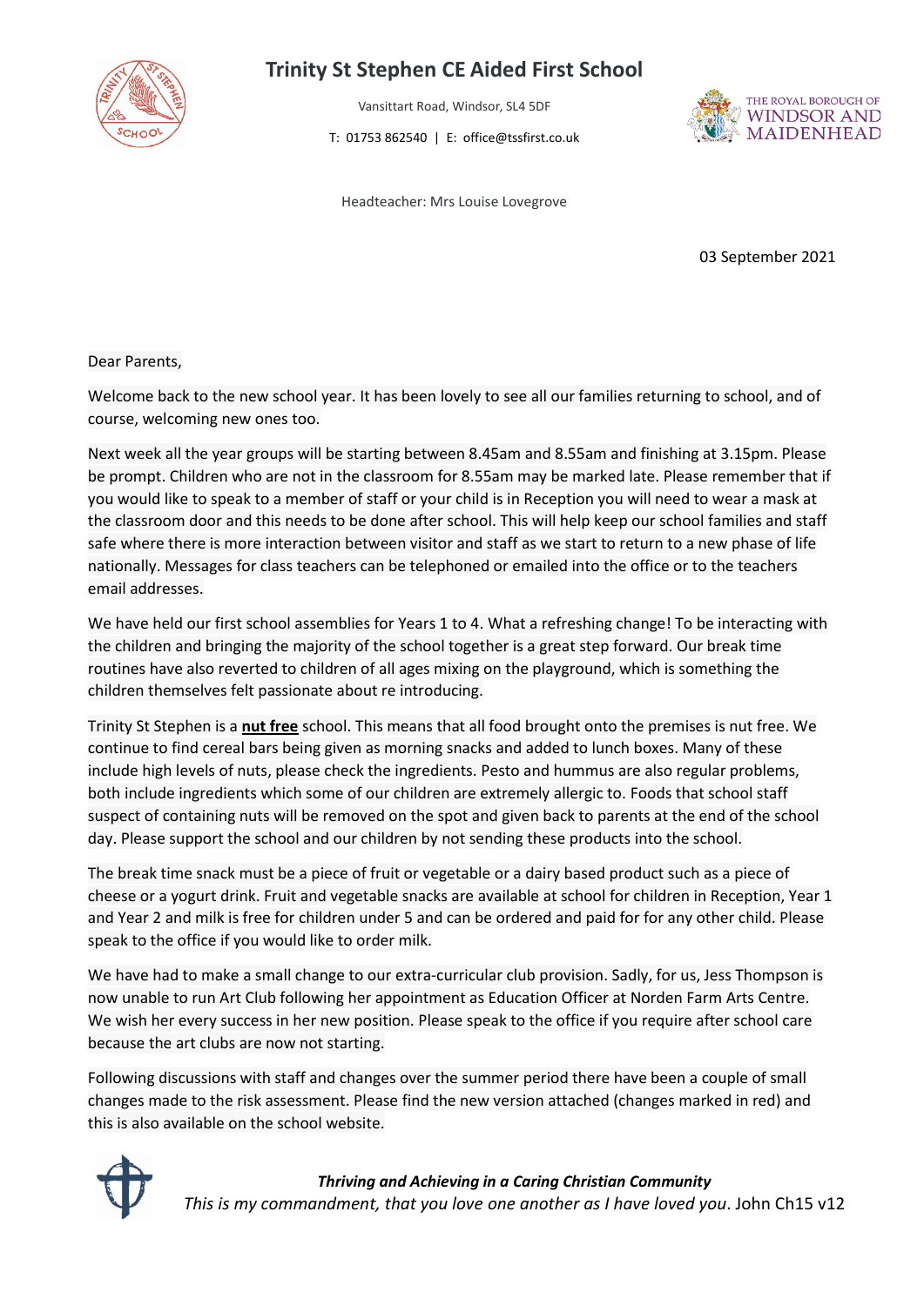# Trinity St Stephen CE Aided First School

Vansittart Road, Windsor, SL4 5DF

T: 01753 862540 | E: office@tssfirst.co.uk

Headteacher: Mrs Louise Lovegrove

03 September 2021

Dear Parents,

Welcome back to the new school year. It has been lovely to see all our families returning to school, and of course, welcoming new ones too.

Next week all the year groups will be starting between 8.45am and 8.55am and finishing at 3.15pm. Please be prompt. Children who are not in the classroom for 8.55am may be marked late. Please remember that if you would like to speak to a member of staff or your child is in Reception you will need to wear a mask at the classroom door and this needs to be done after school. This will help keep our school families and staff safe where there is more interaction between visitor and staff as we start to return to a new phase of life nationally. Messages for class teachers can be telephoned or emailed into the office or to the teachers email addresses.

We have held our first school assemblies for Years 1 to 4. What a refreshing change! To be interacting with the children and bringing the majority of the school together is a great step forward. Our break time routines have also reverted to children of all ages mixing on the playground, which is something the children themselves felt passionate about re introducing.

Trinity St Stephen is a **nut free** school. This means that all food brought onto the premises is nut free. We continue to find cereal bars being given as morning snacks and added to lunch boxes. Many of these include high levels of nuts, please check the ingredients. Pesto and hummus are also regular problems, both include ingredients which some of our children are extremely allergic to. Foods that school staff suspect of containing nuts will be removed on the spot and given back to parents at the end of the school day. Please support the school and our children by not sending these products into the school.

The break time snack must be a piece of fruit or vegetable or a dairy based product such as a piece of cheese or a yogurt drink. Fruit and vegetable snacks are available at school for children in Reception, Year 1 and Year 2 and milk is free for children under 5 and can be ordered and paid for for any other child. Please speak to the office if you would like to order milk.

We have had to make a small change to our extra-curricular club provision. Sadly, for us, Jess Thompson is now unable to run Art Club following her appointment as Education Officer at Norden Farm Arts Centre. We wish her every success in her new position. Please speak to the office if you require after school care because the art clubs are now not starting.

Following discussions with staff and changes over the summer period there have been a couple of small changes made to the risk assessment. Please find the new version attached (changes marked in red) and this is also available on the school website.

***Thriving and Achieving in a Caring Christian Community***

*This is my commandment, that you love one another as I have loved you*. John Ch15 v12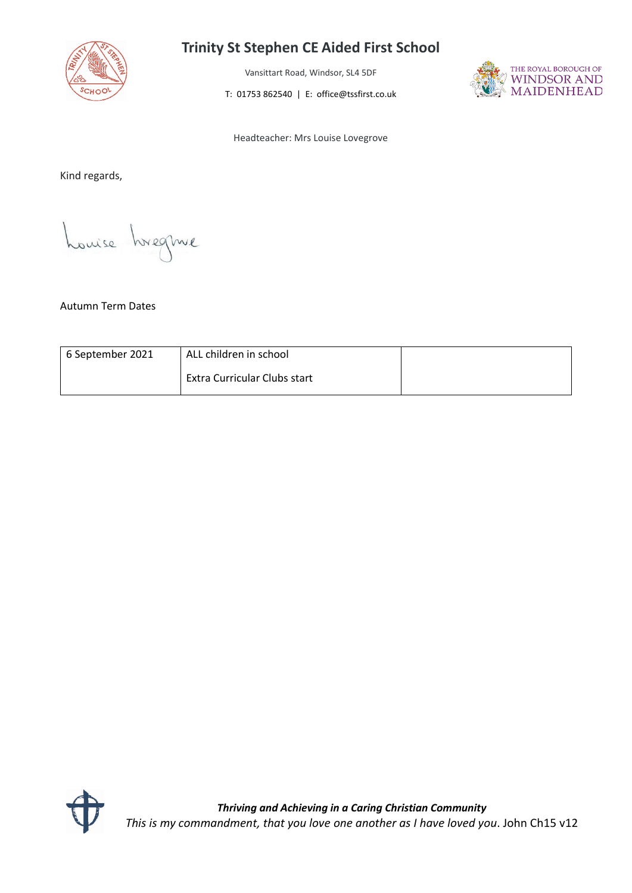Kind regards,

Louise Lovegrove

Autumn Term Dates

| | | |
|---|---|---|
| 6 September 2021 | ALL children in school<br><br>Extra Curricular Clubs start | |